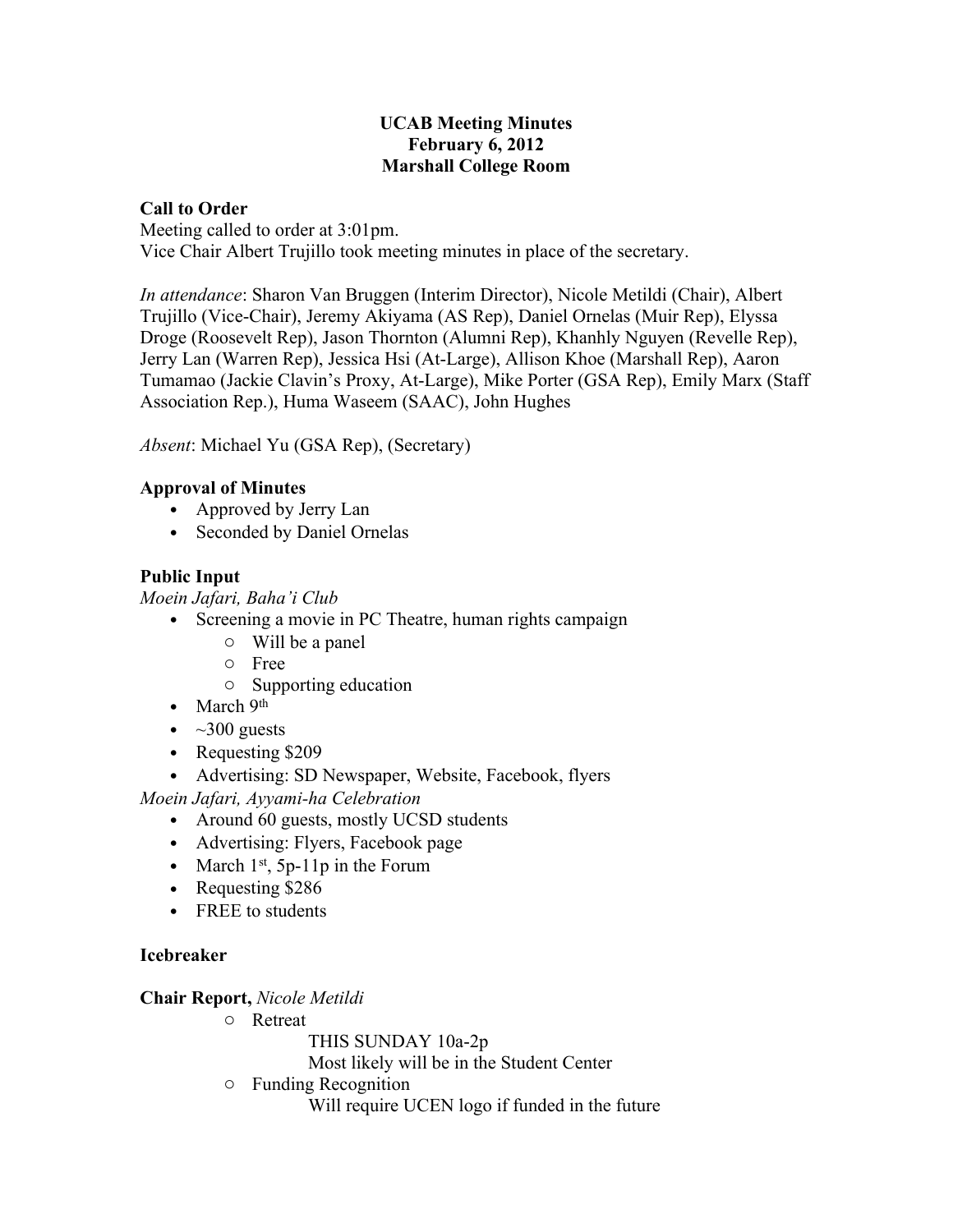# UCAB Meeting Minutes
# February 6, 2012
# Marshall College Room

## Call to Order

Meeting called to order at 3:01pm.
Vice Chair Albert Trujillo took meeting minutes in place of the secretary.

*In attendance*: Sharon Van Bruggen (Interim Director), Nicole Metildi (Chair), Albert Trujillo (Vice-Chair), Jeremy Akiyama (AS Rep), Daniel Ornelas (Muir Rep), Elyssa Droge (Roosevelt Rep), Jason Thornton (Alumni Rep), Khanhly Nguyen (Revelle Rep), Jerry Lan (Warren Rep), Jessica Hsi (At-Large), Allison Khoe (Marshall Rep), Aaron Tumamao (Jackie Clavin's Proxy, At-Large), Mike Porter (GSA Rep), Emily Marx (Staff Association Rep.), Huma Waseem (SAAC), John Hughes

*Absent*: Michael Yu (GSA Rep), (Secretary)

## Approval of Minutes

- Approved by Jerry Lan
- Seconded by Daniel Ornelas

## Public Input

*Moein Jafari, Baha'i Club*

- Screening a movie in PC Theatre, human rights campaign
  - Will be a panel
  - Free
  - Supporting education
- March 9th
- ~300 guests
- Requesting $209
- Advertising: SD Newspaper, Website, Facebook, flyers

*Moein Jafari, Ayyami-ha Celebration*

- Around 60 guests, mostly UCSD students
- Advertising: Flyers, Facebook page
- March 1st, 5p-11p in the Forum
- Requesting $286
- FREE to students

## Icebreaker

## Chair Report, *Nicole Metildi*

- Retreat
  - THIS SUNDAY 10a-2p
  - Most likely will be in the Student Center
- Funding Recognition
  - Will require UCEN logo if funded in the future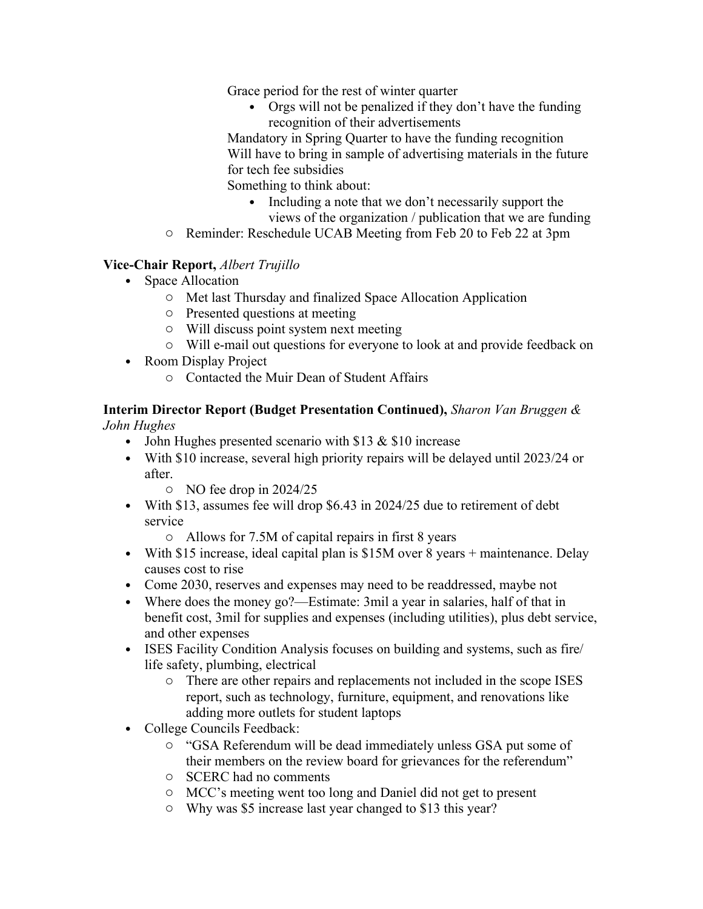Grace period for the rest of winter quarter

- Orgs will not be penalized if they don't have the funding recognition of their advertisements

Mandatory in Spring Quarter to have the funding recognition
Will have to bring in sample of advertising materials in the future for tech fee subsidies
Something to think about:

- Including a note that we don't necessarily support the views of the organization / publication that we are funding

  - Reminder: Reschedule UCAB Meeting from Feb 20 to Feb 22 at 3pm

**Vice-Chair Report,** *Albert Trujillo*

- Space Allocation
  - Met last Thursday and finalized Space Allocation Application
  - Presented questions at meeting
  - Will discuss point system next meeting
  - Will e-mail out questions for everyone to look at and provide feedback on
- Room Display Project
  - Contacted the Muir Dean of Student Affairs

**Interim Director Report (Budget Presentation Continued),** *Sharon Van Bruggen & John Hughes*

- John Hughes presented scenario with $13 & $10 increase
- With $10 increase, several high priority repairs will be delayed until 2023/24 or after.
  - NO fee drop in 2024/25
- With $13, assumes fee will drop $6.43 in 2024/25 due to retirement of debt service
  - Allows for 7.5M of capital repairs in first 8 years
- With $15 increase, ideal capital plan is $15M over 8 years + maintenance. Delay causes cost to rise
- Come 2030, reserves and expenses may need to be readdressed, maybe not
- Where does the money go?—Estimate: 3mil a year in salaries, half of that in benefit cost, 3mil for supplies and expenses (including utilities), plus debt service, and other expenses
- ISES Facility Condition Analysis focuses on building and systems, such as fire/ life safety, plumbing, electrical
  - There are other repairs and replacements not included in the scope ISES report, such as technology, furniture, equipment, and renovations like adding more outlets for student laptops
- College Councils Feedback:
  - "GSA Referendum will be dead immediately unless GSA put some of their members on the review board for grievances for the referendum"
  - SCERC had no comments
  - MCC's meeting went too long and Daniel did not get to present
  - Why was $5 increase last year changed to $13 this year?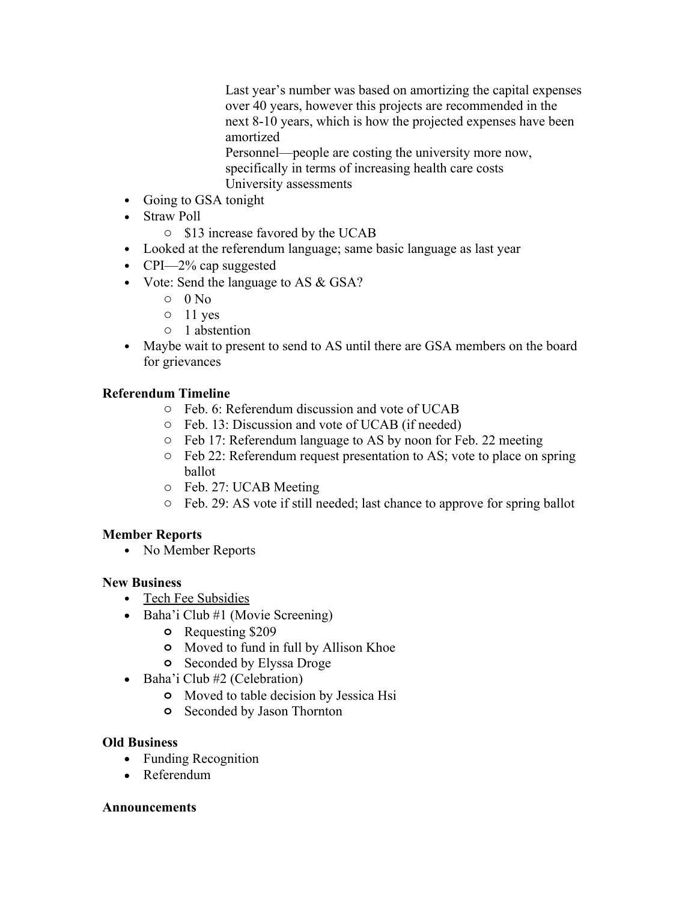Last year's number was based on amortizing the capital expenses over 40 years, however this projects are recommended in the next 8-10 years, which is how the projected expenses have been amortized

Personnel—people are costing the university more now, specifically in terms of increasing health care costs

University assessments

- Going to GSA tonight
- Straw Poll
  - $13 increase favored by the UCAB
- Looked at the referendum language; same basic language as last year
- CPI—2% cap suggested
- Vote: Send the language to AS & GSA?
  - 0 No
  - 11 yes
  - 1 abstention
- Maybe wait to present to send to AS until there are GSA members on the board for grievances

**Referendum Timeline**

- Feb. 6: Referendum discussion and vote of UCAB
- Feb. 13: Discussion and vote of UCAB (if needed)
- Feb 17: Referendum language to AS by noon for Feb. 22 meeting
- Feb 22: Referendum request presentation to AS; vote to place on spring ballot
- Feb. 27: UCAB Meeting
- Feb. 29: AS vote if still needed; last chance to approve for spring ballot

**Member Reports**

- No Member Reports

**New Business**

- <u>Tech Fee Subsidies</u>
- Baha'i Club #1 (Movie Screening)
  - Requesting $209
  - Moved to fund in full by Allison Khoe
  - Seconded by Elyssa Droge
- Baha'i Club #2 (Celebration)
  - Moved to table decision by Jessica Hsi
  - Seconded by Jason Thornton

**Old Business**

- Funding Recognition
- Referendum

**Announcements**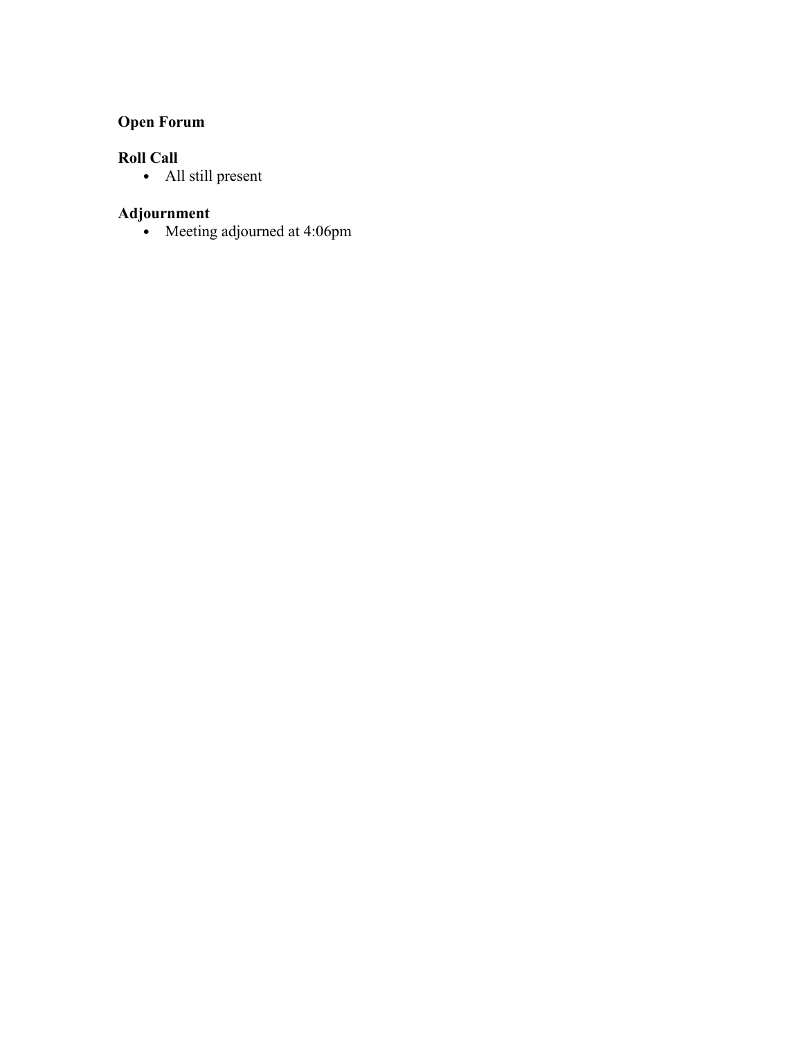**Open Forum**

**Roll Call**

- All still present

**Adjournment**

- Meeting adjourned at 4:06pm